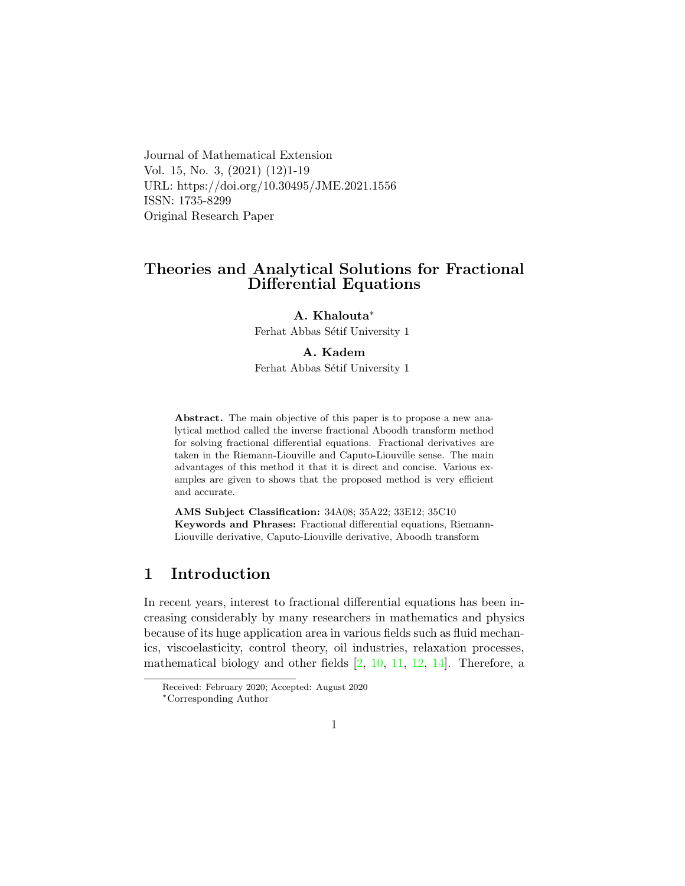Journal of Mathematical Extension
Vol. 15, No. 3, (2021) (12)1-19
URL: https://doi.org/10.30495/JME.2021.1556
ISSN: 1735-8299
Original Research Paper

# Theories and Analytical Solutions for Fractional Differential Equations

**A. Khalouta***
Ferhat Abbas Sétif University 1

**A. Kadem**
Ferhat Abbas Sétif University 1

**Abstract.** The main objective of this paper is to propose a new analytical method called the inverse fractional Aboodh transform method for solving fractional differential equations. Fractional derivatives are taken in the Riemann-Liouville and Caputo-Liouville sense. The main advantages of this method it that it is direct and concise. Various examples are given to shows that the proposed method is very efficient and accurate.

**AMS Subject Classification:** 34A08; 35A22; 33E12; 35C10
**Keywords and Phrases:** Fractional differential equations, Riemann-Liouville derivative, Caputo-Liouville derivative, Aboodh transform

## 1 Introduction

In recent years, interest to fractional differential equations has been increasing considerably by many researchers in mathematics and physics because of its huge application area in various fields such as fluid mechanics, viscoelasticity, control theory, oil industries, relaxation processes, mathematical biology and other fields [2, 10, 11, 12, 14]. Therefore, a

Received: February 2020; Accepted: August 2020
*Corresponding Author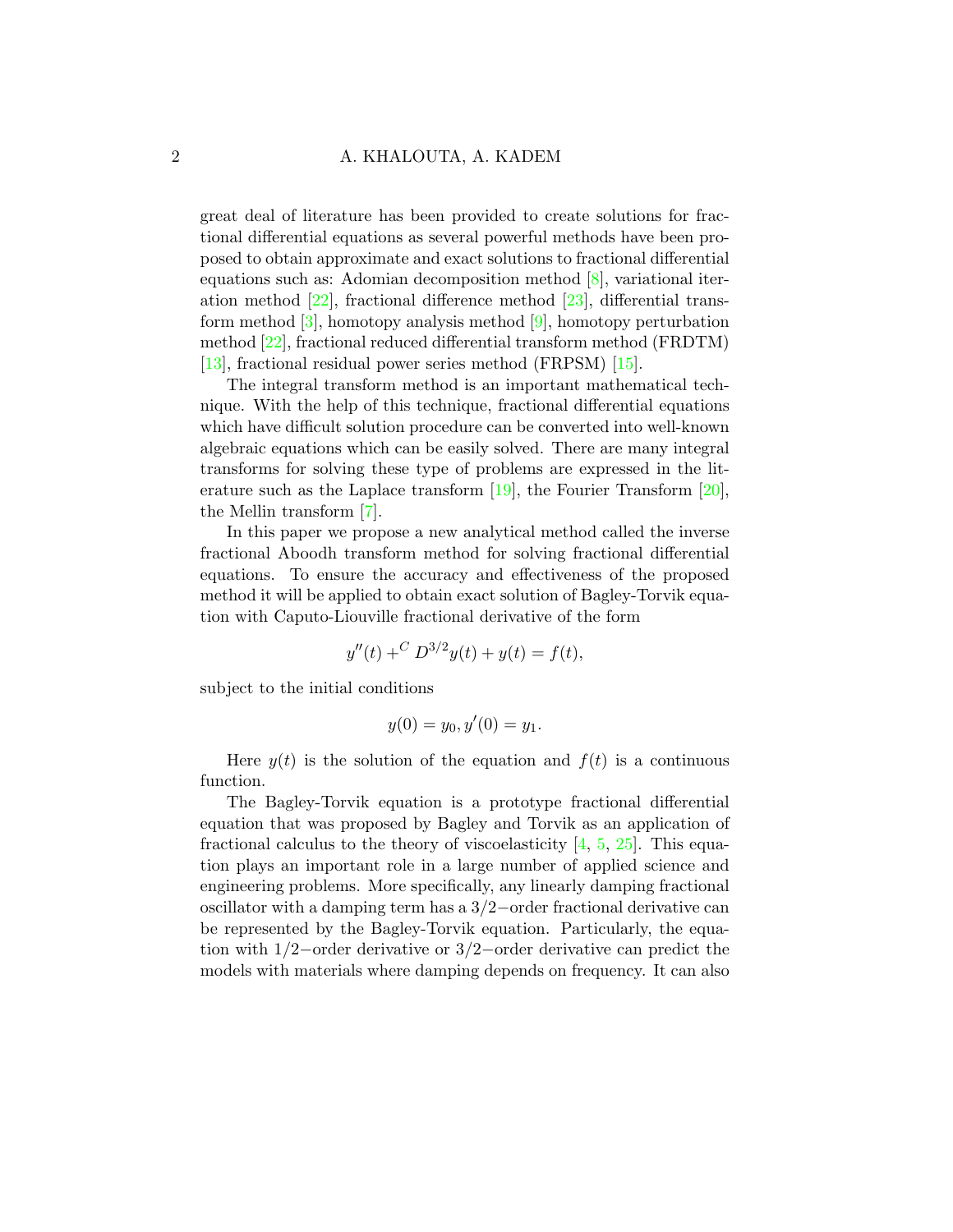great deal of literature has been provided to create solutions for fractional differential equations as several powerful methods have been proposed to obtain approximate and exact solutions to fractional differential equations such as: Adomian decomposition method [8], variational iteration method [22], fractional difference method [23], differential transform method [3], homotopy analysis method [9], homotopy perturbation method [22], fractional reduced differential transform method (FRDTM) [13], fractional residual power series method (FRPSM) [15].

The integral transform method is an important mathematical technique. With the help of this technique, fractional differential equations which have difficult solution procedure can be converted into well-known algebraic equations which can be easily solved. There are many integral transforms for solving these type of problems are expressed in the literature such as the Laplace transform [19], the Fourier Transform [20], the Mellin transform [7].

In this paper we propose a new analytical method called the inverse fractional Aboodh transform method for solving fractional differential equations. To ensure the accuracy and effectiveness of the proposed method it will be applied to obtain exact solution of Bagley-Torvik equation with Caputo-Liouville fractional derivative of the form

$$y''(t) + ^{C}D^{3/2}y(t) + y(t) = f(t),$$

subject to the initial conditions

$$y(0) = y_0, y'(0) = y_1.$$

Here $y(t)$ is the solution of the equation and $f(t)$ is a continuous function.

The Bagley-Torvik equation is a prototype fractional differential equation that was proposed by Bagley and Torvik as an application of fractional calculus to the theory of viscoelasticity [4, 5, 25]. This equation plays an important role in a large number of applied science and engineering problems. More specifically, any linearly damping fractional oscillator with a damping term has a $3/2-$order fractional derivative can be represented by the Bagley-Torvik equation. Particularly, the equation with $1/2-$order derivative or $3/2-$order derivative can predict the models with materials where damping depends on frequency. It can also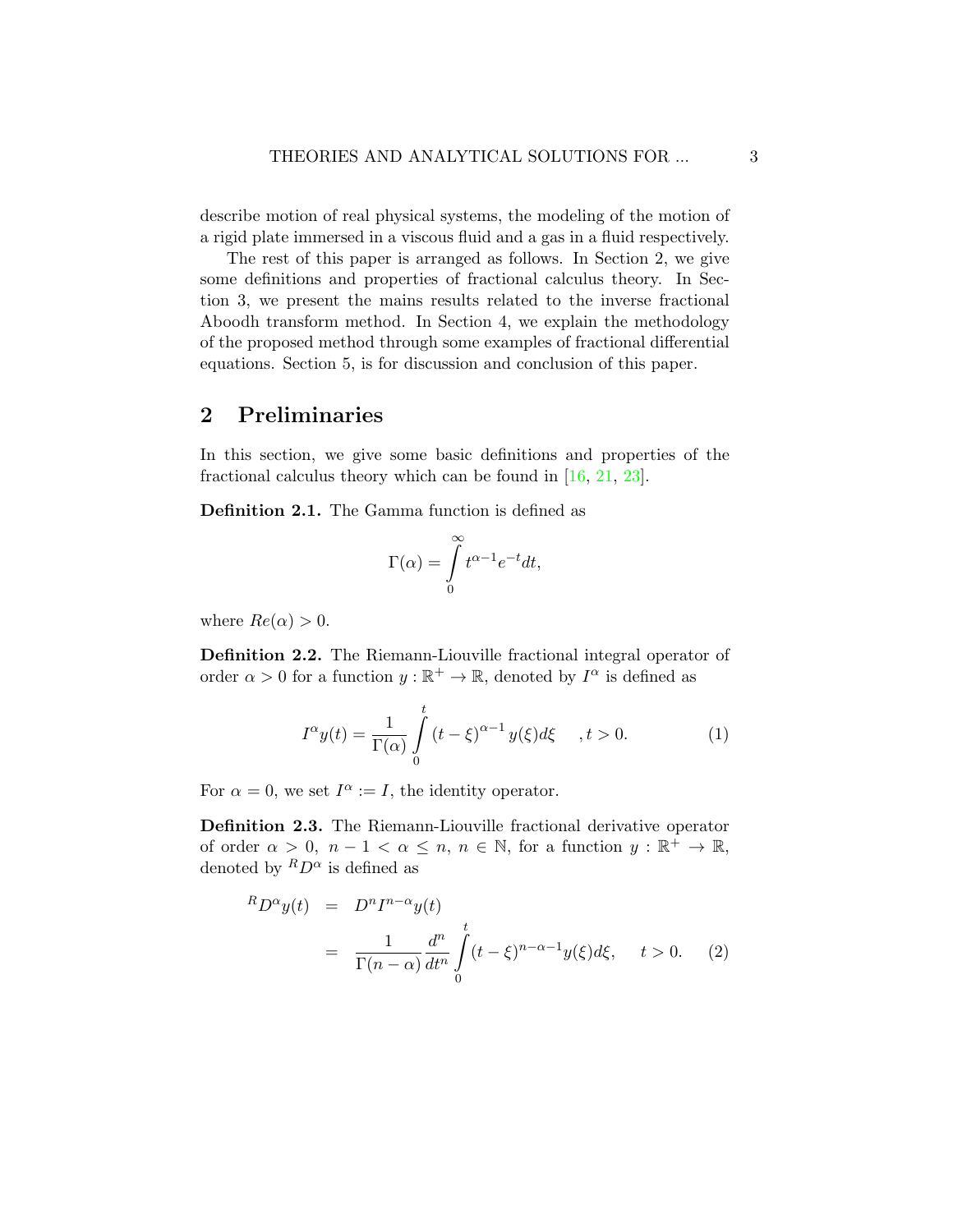describe motion of real physical systems, the modeling of the motion of a rigid plate immersed in a viscous fluid and a gas in a fluid respectively.

The rest of this paper is arranged as follows. In Section 2, we give some definitions and properties of fractional calculus theory. In Section 3, we present the mains results related to the inverse fractional Aboodh transform method. In Section 4, we explain the methodology of the proposed method through some examples of fractional differential equations. Section 5, is for discussion and conclusion of this paper.

## 2 Preliminaries

In this section, we give some basic definitions and properties of the fractional calculus theory which can be found in [16, 21, 23].

**Definition 2.1.** The Gamma function is defined as

$$\Gamma(\alpha) = \int_{0}^{\infty} t^{\alpha-1} e^{-t} dt,$$

where $Re(\alpha) > 0$.

**Definition 2.2.** The Riemann-Liouville fractional integral operator of order $\alpha > 0$ for a function $y : \mathbb{R}^+ \to \mathbb{R}$, denoted by $I^\alpha$ is defined as

$$I^\alpha y(t) = \frac{1}{\Gamma(\alpha)} \int_{0}^{t} (t-\xi)^{\alpha-1} y(\xi) d\xi \quad , t > 0. \tag{1}$$

For $\alpha = 0$, we set $I^\alpha := I$, the identity operator.

**Definition 2.3.** The Riemann-Liouville fractional derivative operator of order $\alpha > 0$, $n-1 < \alpha \leq n$, $n \in \mathbb{N}$, for a function $y : \mathbb{R}^+ \to \mathbb{R}$, denoted by ${}^R D^\alpha$ is defined as

$$\begin{aligned} {}^R D^\alpha y(t) &= D^n I^{n-\alpha} y(t) \\ &= \frac{1}{\Gamma(n-\alpha)} \frac{d^n}{dt^n} \int_{0}^{t} (t-\xi)^{n-\alpha-1} y(\xi) d\xi, \quad t > 0. \end{aligned} \tag{2}$$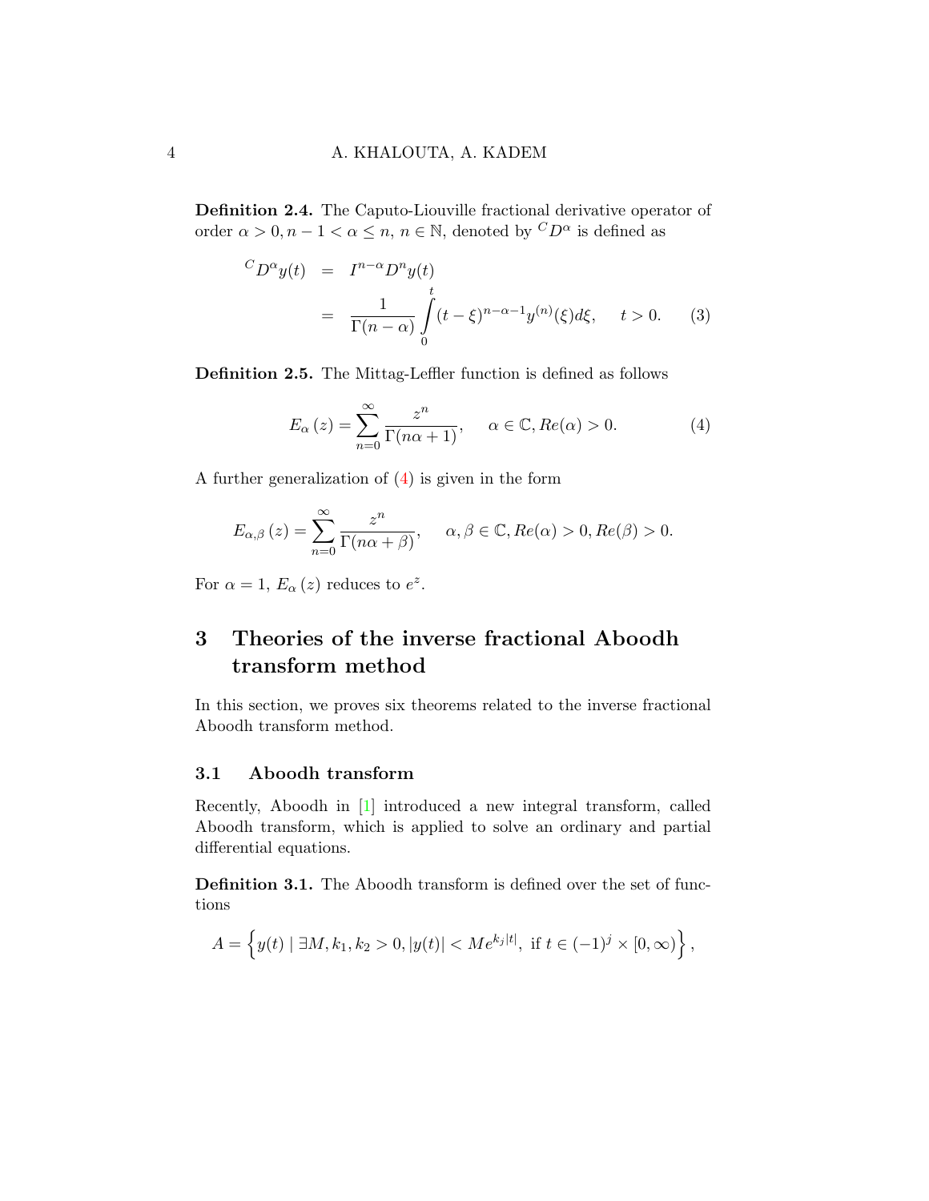**Definition 2.4.** The Caputo-Liouville fractional derivative operator of order $\alpha > 0, n-1 < \alpha \leq n$, $n \in \mathbb{N}$, denoted by ${}^{C}D^{\alpha}$ is defined as

$$
\begin{aligned}
{}^{C}D^{\alpha}y(t) &= I^{n-\alpha}D^{n}y(t) \\
&= \frac{1}{\Gamma(n-\alpha)}\int_{0}^{t}(t-\xi)^{n-\alpha-1}y^{(n)}(\xi)d\xi, \quad t > 0. \qquad (3)
\end{aligned}
$$

**Definition 2.5.** The Mittag-Leffler function is defined as follows

$$
E_{\alpha}(z) = \sum_{n=0}^{\infty}\frac{z^{n}}{\Gamma(n\alpha+1)}, \quad \alpha \in \mathbb{C}, Re(\alpha) > 0. \qquad (4)
$$

A further generalization of (4) is given in the form

$$
E_{\alpha,\beta}(z) = \sum_{n=0}^{\infty}\frac{z^{n}}{\Gamma(n\alpha+\beta)}, \quad \alpha, \beta \in \mathbb{C}, Re(\alpha) > 0, Re(\beta) > 0.
$$

For $\alpha = 1$, $E_{\alpha}(z)$ reduces to $e^{z}$.

## 3 Theories of the inverse fractional Aboodh transform method

In this section, we proves six theorems related to the inverse fractional Aboodh transform method.

### 3.1 Aboodh transform

Recently, Aboodh in [1] introduced a new integral transform, called Aboodh transform, which is applied to solve an ordinary and partial differential equations.

**Definition 3.1.** The Aboodh transform is defined over the set of functions

$$
A = \left\{ y(t) \mid \exists M, k_1, k_2 > 0, |y(t)| < Me^{k_j|t|}, \text{ if } t \in (-1)^{j} \times [0, \infty) \right\},
$$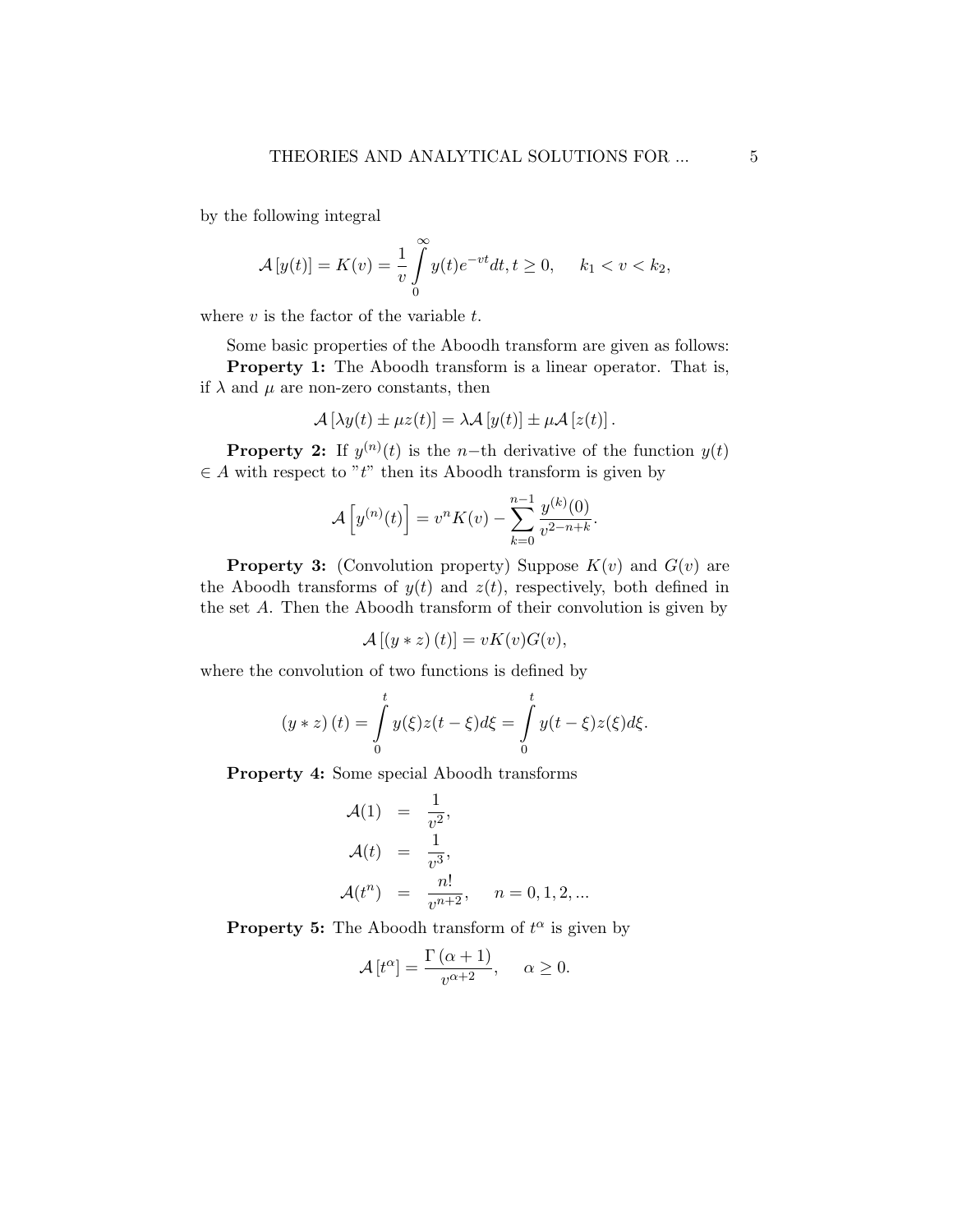by the following integral

$$\mathcal{A}\left[y(t)\right] = K(v) = \frac{1}{v}\int_{0}^{\infty} y(t)e^{-vt}dt, t \geq 0, \quad k_1 < v < k_2,$$

where $v$ is the factor of the variable $t$.

Some basic properties of the Aboodh transform are given as follows:

**Property 1:** The Aboodh transform is a linear operator. That is, if $\lambda$ and $\mu$ are non-zero constants, then

$$\mathcal{A}\left[\lambda y(t) \pm \mu z(t)\right] = \lambda \mathcal{A}\left[y(t)\right] \pm \mu \mathcal{A}\left[z(t)\right].$$

**Property 2:** If $y^{(n)}(t)$ is the $n-$th derivative of the function $y(t)$ $\in A$ with respect to "$t$" then its Aboodh transform is given by

$$\mathcal{A}\left[y^{(n)}(t)\right] = v^n K(v) - \sum_{k=0}^{n-1} \frac{y^{(k)}(0)}{v^{2-n+k}}.$$

**Property 3:** (Convolution property) Suppose $K(v)$ and $G(v)$ are the Aboodh transforms of $y(t)$ and $z(t)$, respectively, both defined in the set $A$. Then the Aboodh transform of their convolution is given by

$$\mathcal{A}\left[\left(y * z\right)(t)\right] = vK(v)G(v),$$

where the convolution of two functions is defined by

$$\left(y * z\right)(t) = \int_{0}^{t} y(\xi)z(t-\xi)d\xi = \int_{0}^{t} y(t-\xi)z(\xi)d\xi.$$

**Property 4:** Some special Aboodh transforms

$$\begin{aligned}
\mathcal{A}(1) &= \frac{1}{v^2}, \\
\mathcal{A}(t) &= \frac{1}{v^3}, \\
\mathcal{A}(t^n) &= \frac{n!}{v^{n+2}}, \quad n = 0, 1, 2, ...
\end{aligned}$$

**Property 5:** The Aboodh transform of $t^\alpha$ is given by

$$\mathcal{A}\left[t^\alpha\right] = \frac{\Gamma\left(\alpha + 1\right)}{v^{\alpha+2}}, \quad \alpha \geq 0.$$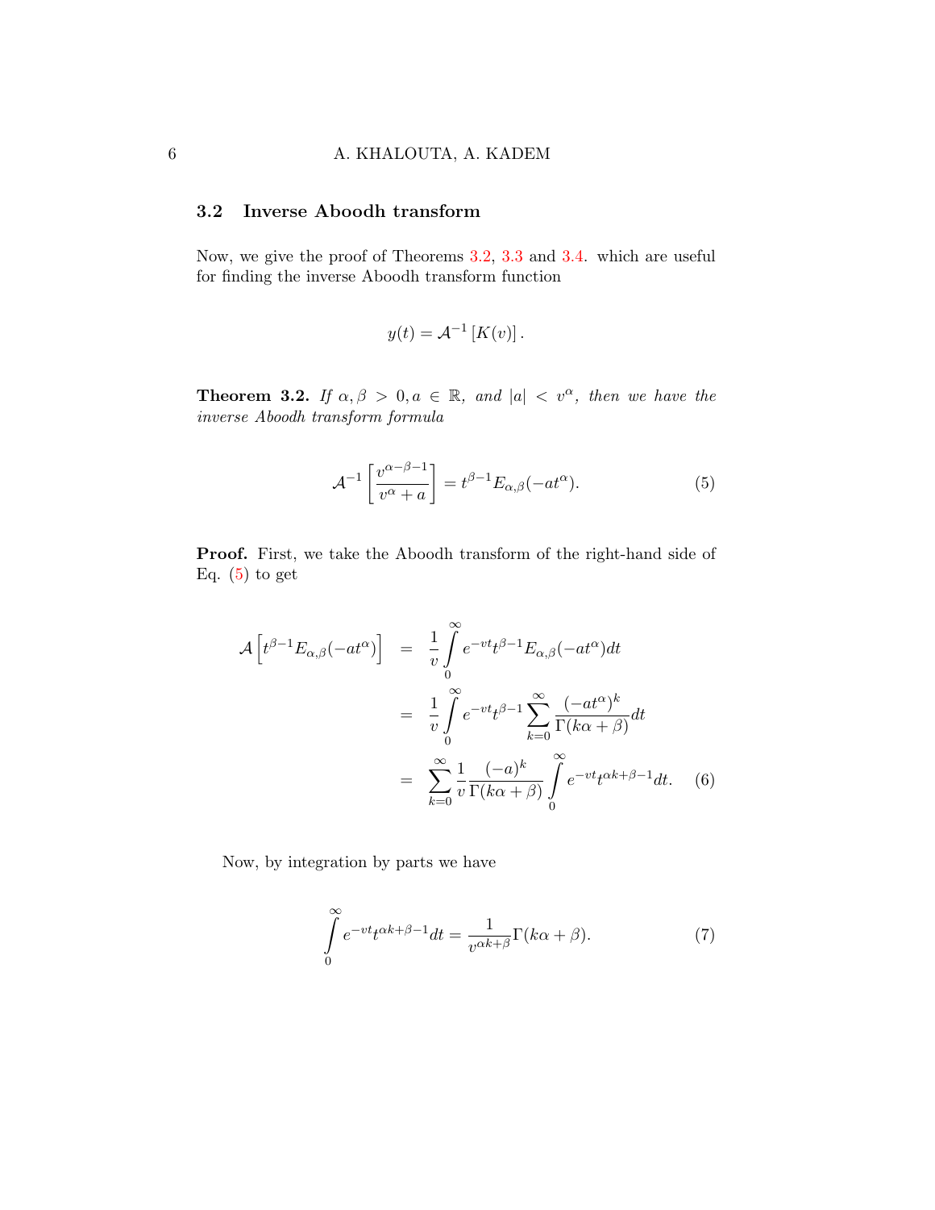### 3.2 Inverse Aboodh transform

Now, we give the proof of Theorems 3.2, 3.3 and 3.4. which are useful for finding the inverse Aboodh transform function

$$y(t) = \mathcal{A}^{-1}\left[K(v)\right].$$

**Theorem 3.2.** *If $\alpha, \beta > 0, a \in \mathbb{R}$, and $|a| < v^{\alpha}$, then we have the inverse Aboodh transform formula*

$$\mathcal{A}^{-1}\left[\frac{v^{\alpha-\beta-1}}{v^{\alpha}+a}\right] = t^{\beta-1}E_{\alpha,\beta}(-at^{\alpha}). \tag{5}$$

**Proof.** First, we take the Aboodh transform of the right-hand side of Eq. (5) to get

$$\begin{aligned}
\mathcal{A}\left[t^{\beta-1}E_{\alpha,\beta}(-at^{\alpha})\right] &= \frac{1}{v}\int_{0}^{\infty} e^{-vt}t^{\beta-1}E_{\alpha,\beta}(-at^{\alpha})dt \\
&= \frac{1}{v}\int_{0}^{\infty} e^{-vt}t^{\beta-1}\sum_{k=0}^{\infty}\frac{(-at^{\alpha})^{k}}{\Gamma(k\alpha+\beta)}dt \\
&= \sum_{k=0}^{\infty}\frac{1}{v}\frac{(-a)^{k}}{\Gamma(k\alpha+\beta)}\int_{0}^{\infty} e^{-vt}t^{\alpha k+\beta-1}dt. \qquad (6)
\end{aligned}$$

Now, by integration by parts we have

$$\int_{0}^{\infty} e^{-vt}t^{\alpha k+\beta-1}dt = \frac{1}{v^{\alpha k+\beta}}\Gamma(k\alpha+\beta). \tag{7}$$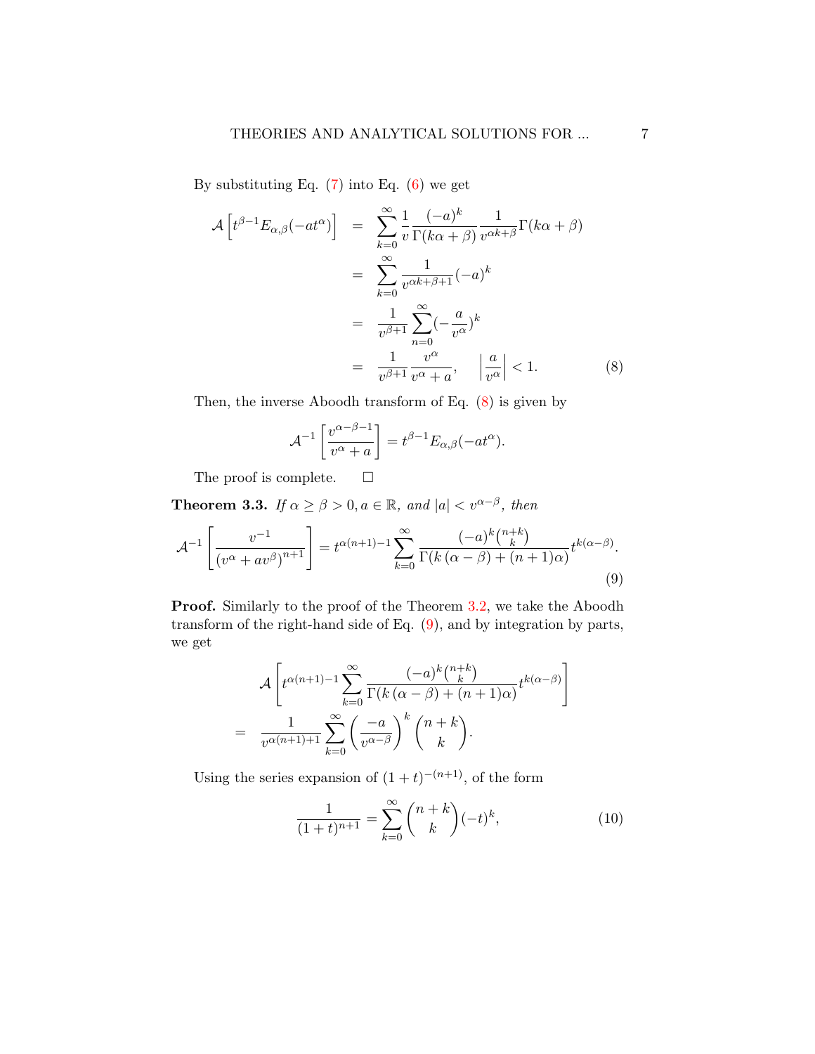By substituting Eq. (7) into Eq. (6) we get

$$
\begin{aligned}
\mathcal{A}\left[t^{\beta-1}E_{\alpha,\beta}(-at^{\alpha})\right] &= \sum_{k=0}^{\infty}\frac{1}{v}\frac{(-a)^k}{\Gamma(k\alpha+\beta)}\frac{1}{v^{\alpha k+\beta}}\Gamma(k\alpha+\beta)\\
&= \sum_{k=0}^{\infty}\frac{1}{v^{\alpha k+\beta+1}}(-a)^k\\
&= \frac{1}{v^{\beta+1}}\sum_{n=0}^{\infty}(-\frac{a}{v^{\alpha}})^k\\
&= \frac{1}{v^{\beta+1}}\frac{v^{\alpha}}{v^{\alpha}+a}, \qquad \left|\frac{a}{v^{\alpha}}\right|<1. \qquad (8)
\end{aligned}
$$

Then, the inverse Aboodh transform of Eq. (8) is given by

$$
\mathcal{A}^{-1}\left[\frac{v^{\alpha-\beta-1}}{v^{\alpha}+a}\right] = t^{\beta-1}E_{\alpha,\beta}(-at^{\alpha}).
$$

The proof is complete. □

**Theorem 3.3.** *If $\alpha \geq \beta > 0, a \in \mathbb{R}$, and $|a| < v^{\alpha-\beta}$, then*

$$
\mathcal{A}^{-1}\left[\frac{v^{-1}}{(v^{\alpha}+av^{\beta})^{n+1}}\right] = t^{\alpha(n+1)-1}\sum_{k=0}^{\infty}\frac{(-a)^k\binom{n+k}{k}}{\Gamma(k\left(\alpha-\beta\right)+(n+1)\alpha)}t^{k(\alpha-\beta)}. \qquad (9)
$$

**Proof.** Similarly to the proof of the Theorem 3.2, we take the Aboodh transform of the right-hand side of Eq. (9), and by integration by parts, we get

$$
\begin{aligned}
&\mathcal{A}\left[t^{\alpha(n+1)-1}\sum_{k=0}^{\infty}\frac{(-a)^k\binom{n+k}{k}}{\Gamma(k\left(\alpha-\beta\right)+(n+1)\alpha)}t^{k(\alpha-\beta)}\right]\\
= \;& \frac{1}{v^{\alpha(n+1)+1}}\sum_{k=0}^{\infty}\left(\frac{-a}{v^{\alpha-\beta}}\right)^k\binom{n+k}{k}.
\end{aligned}
$$

Using the series expansion of $(1+t)^{-(n+1)}$, of the form

$$
\frac{1}{(1+t)^{n+1}} = \sum_{k=0}^{\infty}\binom{n+k}{k}(-t)^k, \qquad (10)
$$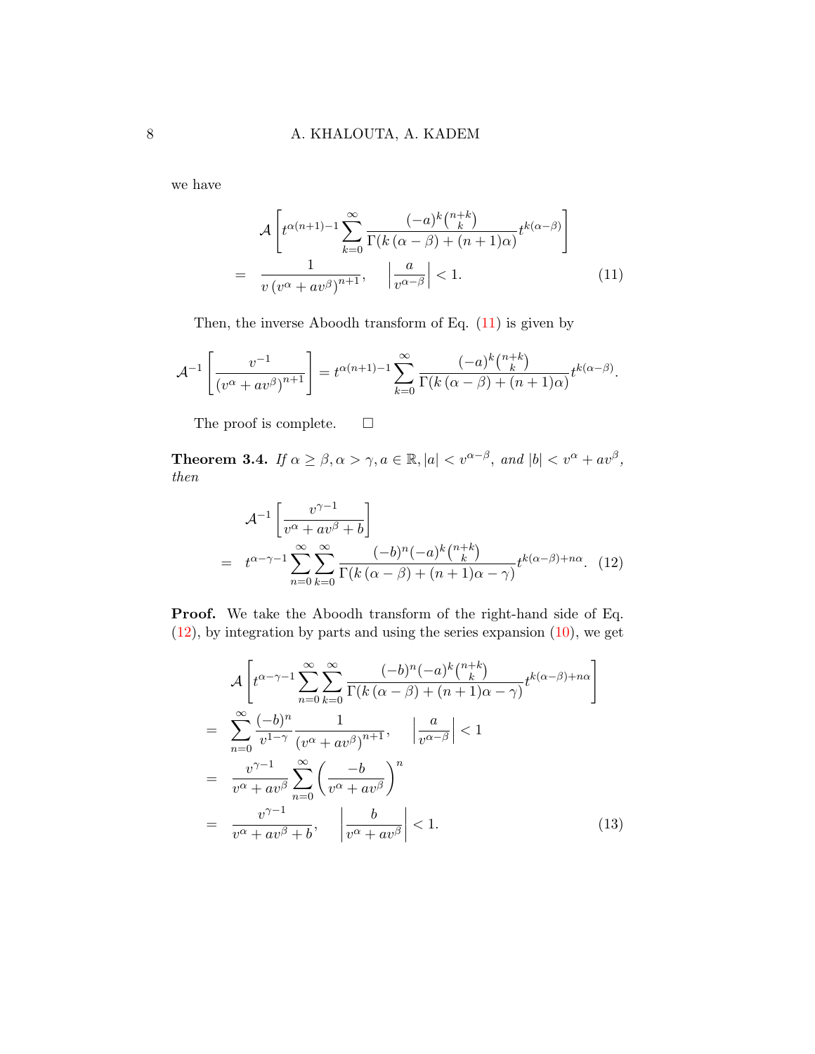we have

$$
\begin{aligned}
& \mathcal{A}\left[t^{\alpha(n+1)-1} \sum_{k=0}^{\infty} \frac{(-a)^k \binom{n+k}{k}}{\Gamma(k(\alpha-\beta)+(n+1)\alpha)} t^{k(\alpha-\beta)}\right] \\
= \; & \frac{1}{v\left(v^\alpha+a v^\beta\right)^{n+1}}, \quad \left|\frac{a}{v^{\alpha-\beta}}\right|<1. \qquad (11)
\end{aligned}
$$

Then, the inverse Aboodh transform of Eq. (11) is given by

$$
\mathcal{A}^{-1}\left[\frac{v^{-1}}{\left(v^\alpha+a v^\beta\right)^{n+1}}\right]=t^{\alpha(n+1)-1} \sum_{k=0}^{\infty} \frac{(-a)^k \binom{n+k}{k}}{\Gamma(k(\alpha-\beta)+(n+1)\alpha)} t^{k(\alpha-\beta)}.
$$

The proof is complete. $\square$

**Theorem 3.4.** *If $\alpha \geq \beta, \alpha>\gamma, a \in \mathbb{R},|a|<v^{\alpha-\beta}$, and $|b|<v^\alpha+a v^\beta$, then*

$$
\begin{aligned}
& \mathcal{A}^{-1}\left[\frac{v^{\gamma-1}}{v^\alpha+a v^\beta+b}\right] \\
= \; & t^{\alpha-\gamma-1} \sum_{n=0}^{\infty} \sum_{k=0}^{\infty} \frac{(-b)^n(-a)^k \binom{n+k}{k}}{\Gamma(k(\alpha-\beta)+(n+1)\alpha-\gamma)} t^{k(\alpha-\beta)+n\alpha}. \qquad (12)
\end{aligned}
$$

**Proof.** We take the Aboodh transform of the right-hand side of Eq. (12), by integration by parts and using the series expansion (10), we get

$$
\begin{aligned}
& \mathcal{A}\left[t^{\alpha-\gamma-1} \sum_{n=0}^{\infty} \sum_{k=0}^{\infty} \frac{(-b)^n(-a)^k \binom{n+k}{k}}{\Gamma(k(\alpha-\beta)+(n+1)\alpha-\gamma)} t^{k(\alpha-\beta)+n\alpha}\right] \\
= \; & \sum_{n=0}^{\infty} \frac{(-b)^n}{v^{1-\gamma}} \frac{1}{\left(v^\alpha+a v^\beta\right)^{n+1}}, \quad \left|\frac{a}{v^{\alpha-\beta}}\right|<1 \\
= \; & \frac{v^{\gamma-1}}{v^\alpha+a v^\beta} \sum_{n=0}^{\infty}\left(\frac{-b}{v^\alpha+a v^\beta}\right)^n \\
= \; & \frac{v^{\gamma-1}}{v^\alpha+a v^\beta+b}, \quad \left|\frac{b}{v^\alpha+a v^\beta}\right|<1. \qquad (13)
\end{aligned}
$$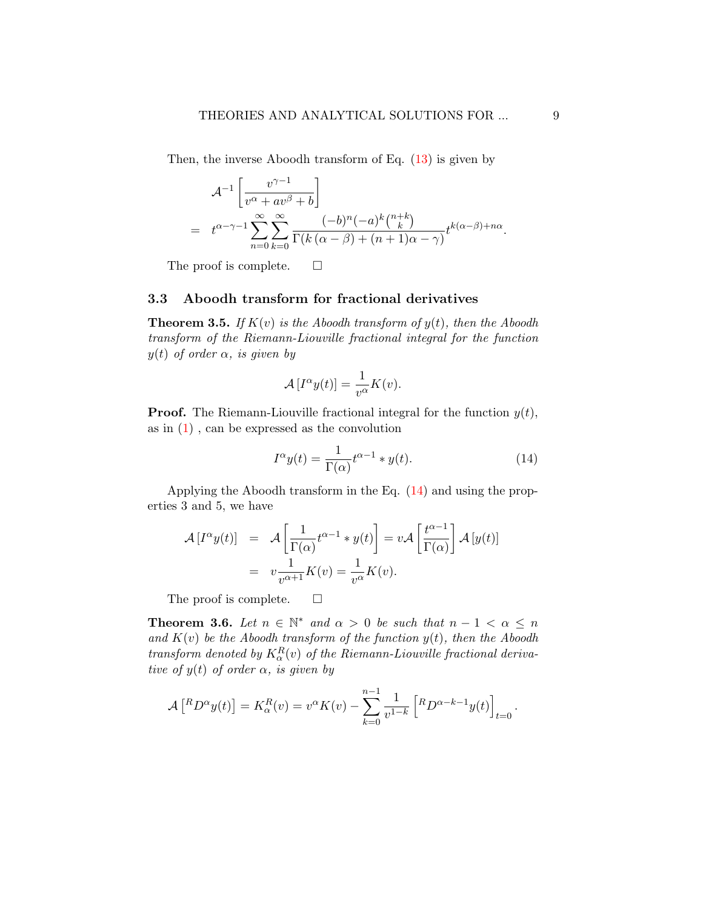Then, the inverse Aboodh transform of Eq. (13) is given by

$$
\begin{aligned}
&\mathcal{A}^{-1}\left[\frac{v^{\gamma-1}}{v^{\alpha}+av^{\beta}+b}\right] \\
&= t^{\alpha-\gamma-1}\sum_{n=0}^{\infty}\sum_{k=0}^{\infty}\frac{(-b)^{n}(-a)^{k}\binom{n+k}{k}}{\Gamma(k(\alpha-\beta)+(n+1)\alpha-\gamma)}t^{k(\alpha-\beta)+n\alpha}.
\end{aligned}
$$

The proof is complete. □

### 3.3 Aboodh transform for fractional derivatives

**Theorem 3.5.** *If $K(v)$ is the Aboodh transform of $y(t)$, then the Aboodh transform of the Riemann-Liouville fractional integral for the function $y(t)$ of order $\alpha$, is given by*

$$
\mathcal{A}\left[I^{\alpha}y(t)\right] = \frac{1}{v^{\alpha}}K(v).
$$

**Proof.** The Riemann-Liouville fractional integral for the function $y(t)$, as in (1) , can be expressed as the convolution

$$
I^{\alpha}y(t) = \frac{1}{\Gamma(\alpha)}t^{\alpha-1} * y(t). \tag{14}
$$

Applying the Aboodh transform in the Eq. (14) and using the properties 3 and 5, we have

$$
\begin{aligned}
\mathcal{A}\left[I^{\alpha}y(t)\right] &= \mathcal{A}\left[\frac{1}{\Gamma(\alpha)}t^{\alpha-1} * y(t)\right] = v\mathcal{A}\left[\frac{t^{\alpha-1}}{\Gamma(\alpha)}\right]\mathcal{A}\left[y(t)\right] \\
&= v\frac{1}{v^{\alpha+1}}K(v) = \frac{1}{v^{\alpha}}K(v).
\end{aligned}
$$

The proof is complete. □

**Theorem 3.6.** *Let $n \in \mathbb{N}^{*}$ and $\alpha > 0$ be such that $n-1 < \alpha \leq n$ and $K(v)$ be the Aboodh transform of the function $y(t)$, then the Aboodh transform denoted by $K_{\alpha}^{R}(v)$ of the Riemann-Liouville fractional derivative of $y(t)$ of order $\alpha$, is given by*

$$
\mathcal{A}\left[{}^{R}D^{\alpha}y(t)\right] = K_{\alpha}^{R}(v) = v^{\alpha}K(v) - \sum_{k=0}^{n-1}\frac{1}{v^{1-k}}\left[{}^{R}D^{\alpha-k-1}y(t)\right]_{t=0}.
$$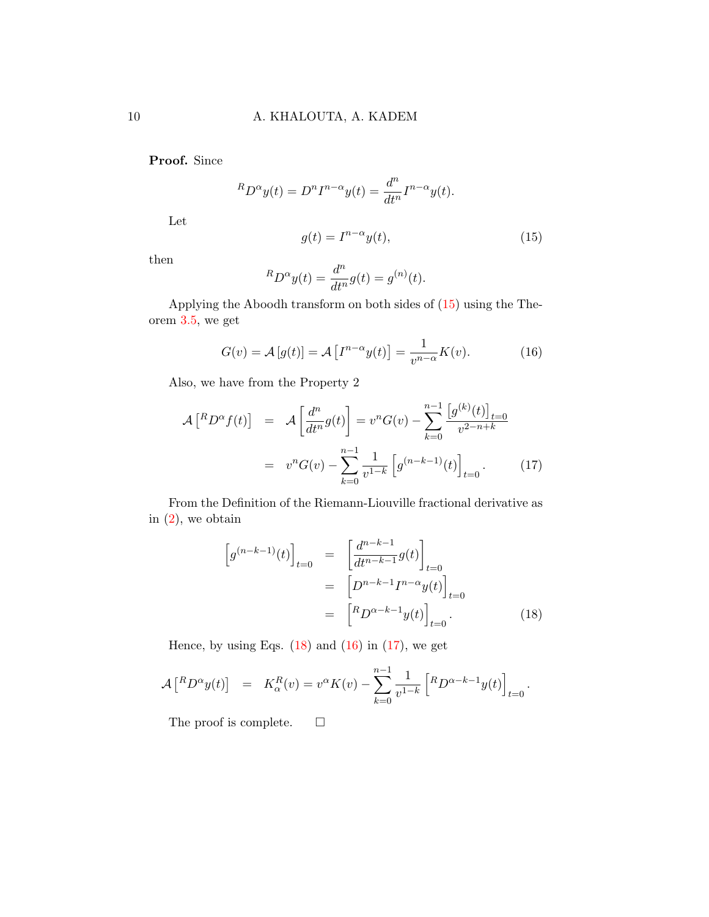**Proof.** Since

$$ {}^{R}D^{\alpha}y(t) = D^{n}I^{n-\alpha}y(t) = \frac{d^{n}}{dt^{n}}I^{n-\alpha}y(t). $$

Let

$$ g(t) = I^{n-\alpha}y(t), \tag{15} $$

then

$$ {}^{R}D^{\alpha}y(t) = \frac{d^{n}}{dt^{n}}g(t) = g^{(n)}(t). $$

Applying the Aboodh transform on both sides of (15) using the Theorem 3.5, we get

$$ G(v) = \mathcal{A}\left[g(t)\right] = \mathcal{A}\left[I^{n-\alpha}y(t)\right] = \frac{1}{v^{n-\alpha}}K(v). \tag{16} $$

Also, we have from the Property 2

$$ \begin{aligned} \mathcal{A}\left[{}^{R}D^{\alpha}f(t)\right] &= \mathcal{A}\left[\frac{d^{n}}{dt^{n}}g(t)\right] = v^{n}G(v) - \sum_{k=0}^{n-1}\frac{\left[g^{(k)}(t)\right]_{t=0}}{v^{2-n+k}} \\ &= v^{n}G(v) - \sum_{k=0}^{n-1}\frac{1}{v^{1-k}}\left[g^{(n-k-1)}(t)\right]_{t=0}. \end{aligned} \tag{17} $$

From the Definition of the Riemann-Liouville fractional derivative as in (2), we obtain

$$ \begin{aligned} \left[g^{(n-k-1)}(t)\right]_{t=0} &= \left[\frac{d^{n-k-1}}{dt^{n-k-1}}g(t)\right]_{t=0} \\ &= \left[D^{n-k-1}I^{n-\alpha}y(t)\right]_{t=0} \\ &= \left[{}^{R}D^{\alpha-k-1}y(t)\right]_{t=0}. \end{aligned} \tag{18} $$

Hence, by using Eqs. (18) and (16) in (17), we get

$$ \mathcal{A}\left[{}^{R}D^{\alpha}y(t)\right] = K_{\alpha}^{R}(v) = v^{\alpha}K(v) - \sum_{k=0}^{n-1}\frac{1}{v^{1-k}}\left[{}^{R}D^{\alpha-k-1}y(t)\right]_{t=0}. $$

The proof is complete. □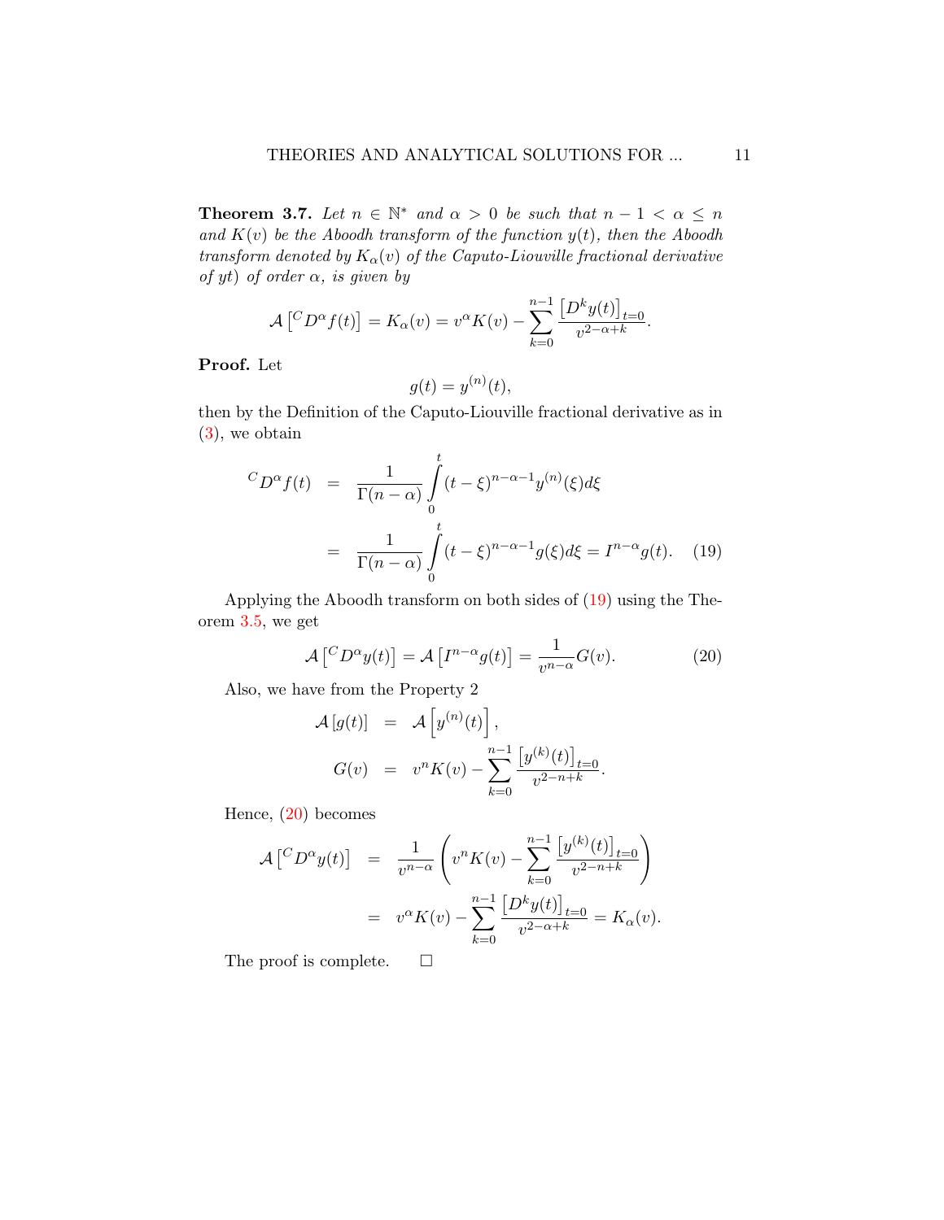**Theorem 3.7.** *Let $n \in \mathbb{N}^*$ and $\alpha > 0$ be such that $n-1 < \alpha \leq n$ and $K(v)$ be the Aboodh transform of the function $y(t)$, then the Aboodh transform denoted by $K_\alpha(v)$ of the Caputo-Liouville fractional derivative of yt) of order $\alpha$, is given by*

$$\mathcal{A}\left[{}^C D^\alpha f(t)\right] = K_\alpha(v) = v^\alpha K(v) - \sum_{k=0}^{n-1} \frac{\left[D^k y(t)\right]_{t=0}}{v^{2-\alpha+k}}.$$

**Proof.** Let

$$g(t) = y^{(n)}(t),$$

then by the Definition of the Caputo-Liouville fractional derivative as in (3), we obtain

$$\begin{aligned}
{}^C D^\alpha f(t) &= \frac{1}{\Gamma(n-\alpha)} \int_0^t (t-\xi)^{n-\alpha-1} y^{(n)}(\xi) d\xi \\
&= \frac{1}{\Gamma(n-\alpha)} \int_0^t (t-\xi)^{n-\alpha-1} g(\xi) d\xi = I^{n-\alpha} g(t). \qquad (19)
\end{aligned}$$

Applying the Aboodh transform on both sides of (19) using the Theorem 3.5, we get

$$\mathcal{A}\left[{}^C D^\alpha y(t)\right] = \mathcal{A}\left[I^{n-\alpha} g(t)\right] = \frac{1}{v^{n-\alpha}} G(v). \qquad (20)$$

Also, we have from the Property 2

$$\begin{aligned}
\mathcal{A}\left[g(t)\right] &= \mathcal{A}\left[y^{(n)}(t)\right], \\
G(v) &= v^n K(v) - \sum_{k=0}^{n-1} \frac{\left[y^{(k)}(t)\right]_{t=0}}{v^{2-n+k}}.
\end{aligned}$$

Hence, (20) becomes

$$\begin{aligned}
\mathcal{A}\left[{}^C D^\alpha y(t)\right] &= \frac{1}{v^{n-\alpha}} \left( v^n K(v) - \sum_{k=0}^{n-1} \frac{\left[y^{(k)}(t)\right]_{t=0}}{v^{2-n+k}} \right) \\
&= v^\alpha K(v) - \sum_{k=0}^{n-1} \frac{\left[D^k y(t)\right]_{t=0}}{v^{2-\alpha+k}} = K_\alpha(v).
\end{aligned}$$

The proof is complete. $\square$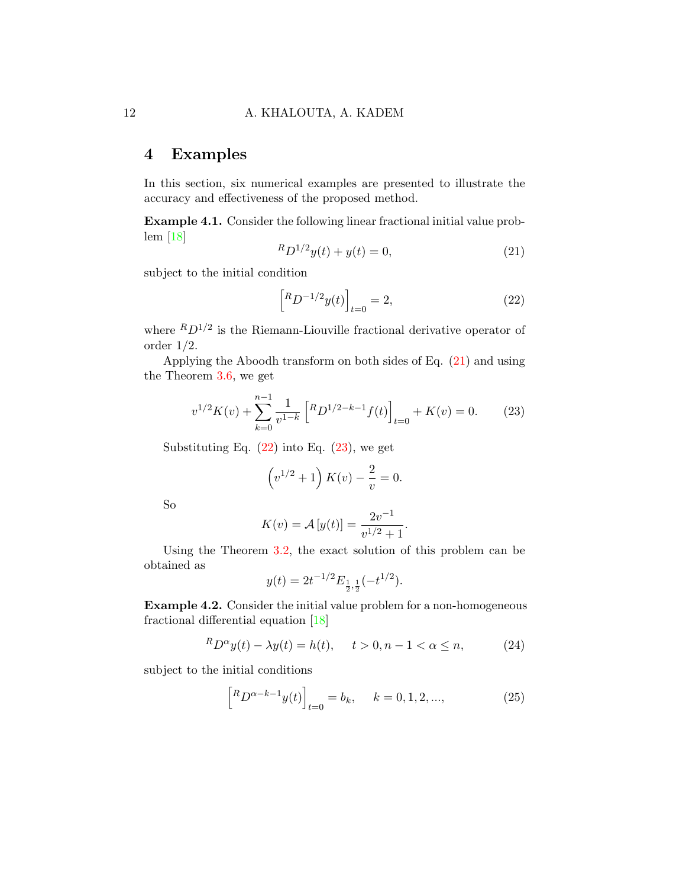## 4 Examples

In this section, six numerical examples are presented to illustrate the accuracy and effectiveness of the proposed method.

**Example 4.1.** Consider the following linear fractional initial value problem [18]

$$^{R}D^{1/2}y(t) + y(t) = 0, \tag{21}$$

subject to the initial condition

$$\left[^{R}D^{-1/2}y(t)\right]_{t=0} = 2, \tag{22}$$

where $^{R}D^{1/2}$ is the Riemann-Liouville fractional derivative operator of order $1/2$.

Applying the Aboodh transform on both sides of Eq. (21) and using the Theorem 3.6, we get

$$v^{1/2}K(v) + \sum_{k=0}^{n-1} \frac{1}{v^{1-k}} \left[^{R}D^{1/2-k-1}f(t)\right]_{t=0} + K(v) = 0. \tag{23}$$

Substituting Eq. (22) into Eq. (23), we get

$$\left(v^{1/2} + 1\right) K(v) - \frac{2}{v} = 0.$$

So

$$K(v) = \mathcal{A}\left[y(t)\right] = \frac{2v^{-1}}{v^{1/2} + 1}.$$

Using the Theorem 3.2, the exact solution of this problem can be obtained as

$$y(t) = 2t^{-1/2}E_{\frac{1}{2},\frac{1}{2}}(-t^{1/2}).$$

**Example 4.2.** Consider the initial value problem for a non-homogeneous fractional differential equation [18]

$$^{R}D^{\alpha}y(t) - \lambda y(t) = h(t), \quad t > 0, n-1 < \alpha \leq n, \tag{24}$$

subject to the initial conditions

$$\left[^{R}D^{\alpha-k-1}y(t)\right]_{t=0} = b_k, \quad k = 0, 1, 2, ..., \tag{25}$$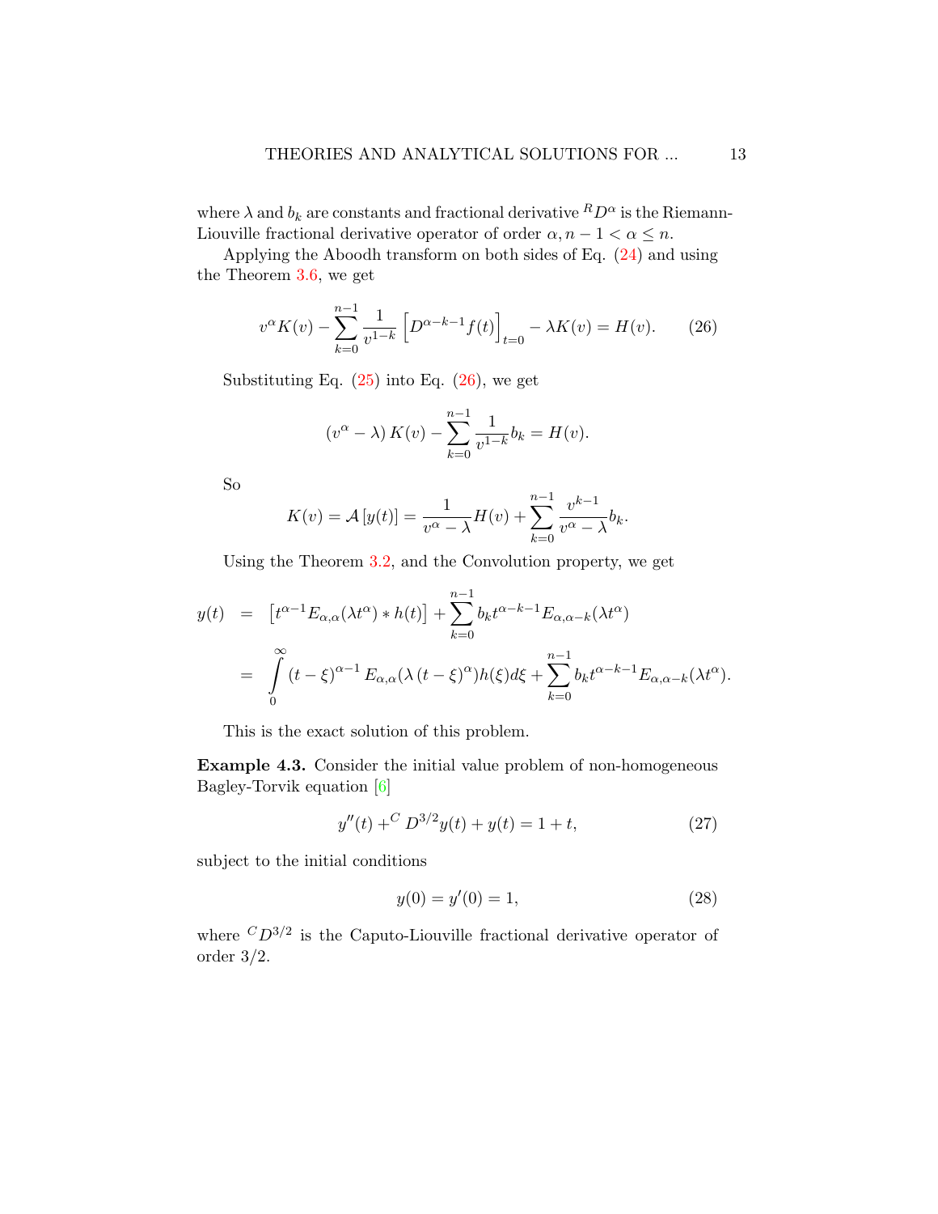where $\lambda$ and $b_k$ are constants and fractional derivative ${}^{R}D^{\alpha}$ is the Riemann-Liouville fractional derivative operator of order $\alpha, n-1 < \alpha \leq n$.

Applying the Aboodh transform on both sides of Eq. (24) and using the Theorem 3.6, we get

$$v^{\alpha}K(v) - \sum_{k=0}^{n-1} \frac{1}{v^{1-k}} \left[ D^{\alpha-k-1} f(t) \right]_{t=0} - \lambda K(v) = H(v). \tag{26}$$

Substituting Eq. (25) into Eq. (26), we get

$$\left(v^{\alpha} - \lambda\right) K(v) - \sum_{k=0}^{n-1} \frac{1}{v^{1-k}} b_k = H(v).$$

So

$$K(v) = \mathcal{A}\left[y(t)\right] = \frac{1}{v^{\alpha} - \lambda} H(v) + \sum_{k=0}^{n-1} \frac{v^{k-1}}{v^{\alpha} - \lambda} b_k.$$

Using the Theorem 3.2, and the Convolution property, we get

$$\begin{aligned} y(t) &= \left[t^{\alpha-1} E_{\alpha,\alpha}(\lambda t^{\alpha}) * h(t)\right] + \sum_{k=0}^{n-1} b_k t^{\alpha-k-1} E_{\alpha,\alpha-k}(\lambda t^{\alpha}) \\ &= \int_{0}^{\infty} \left(t-\xi\right)^{\alpha-1} E_{\alpha,\alpha}(\lambda \left(t-\xi\right)^{\alpha}) h(\xi) d\xi + \sum_{k=0}^{n-1} b_k t^{\alpha-k-1} E_{\alpha,\alpha-k}(\lambda t^{\alpha}). \end{aligned}$$

This is the exact solution of this problem.

**Example 4.3.** Consider the initial value problem of non-homogeneous Bagley-Torvik equation [6]

$$y''(t) + {}^{C}D^{3/2} y(t) + y(t) = 1 + t, \tag{27}$$

subject to the initial conditions

$$y(0) = y'(0) = 1, \tag{28}$$

where ${}^{C}D^{3/2}$ is the Caputo-Liouville fractional derivative operator of order $3/2$.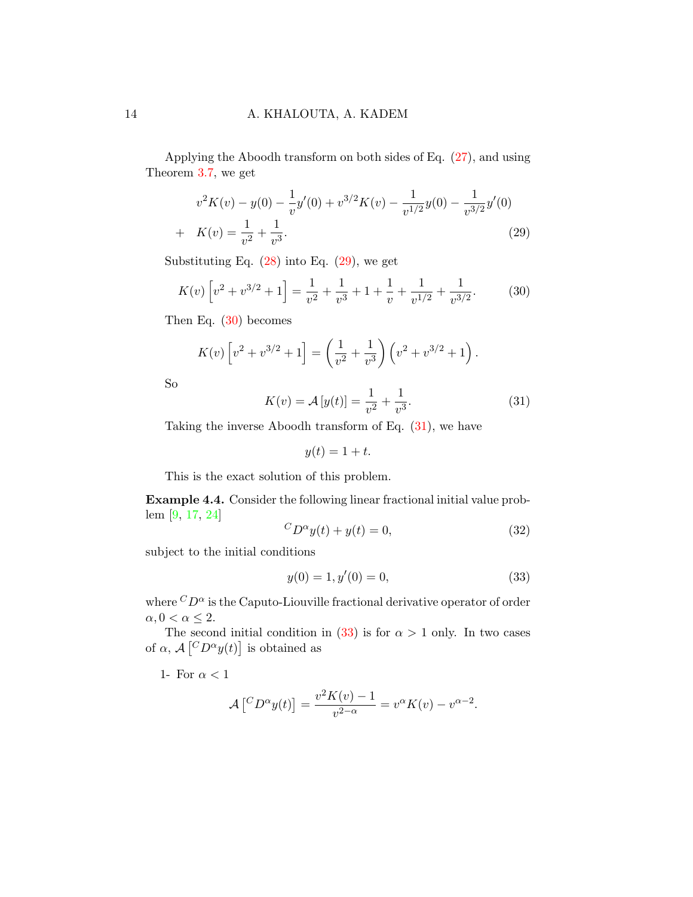Applying the Aboodh transform on both sides of Eq. (27), and using Theorem 3.7, we get

$$v^2K(v) - y(0) - \frac{1}{v}y'(0) + v^{3/2}K(v) - \frac{1}{v^{1/2}}y(0) - \frac{1}{v^{3/2}}y'(0)$$
$$+ \quad K(v) = \frac{1}{v^2} + \frac{1}{v^3}. \tag{29}$$

Substituting Eq. (28) into Eq. (29), we get

$$K(v)\left[v^2 + v^{3/2} + 1\right] = \frac{1}{v^2} + \frac{1}{v^3} + 1 + \frac{1}{v} + \frac{1}{v^{1/2}} + \frac{1}{v^{3/2}}. \tag{30}$$

Then Eq. (30) becomes

$$K(v)\left[v^2 + v^{3/2} + 1\right] = \left(\frac{1}{v^2} + \frac{1}{v^3}\right)\left(v^2 + v^{3/2} + 1\right).$$

So

$$K(v) = \mathcal{A}\left[y(t)\right] = \frac{1}{v^2} + \frac{1}{v^3}. \tag{31}$$

Taking the inverse Aboodh transform of Eq. (31), we have

$$y(t) = 1 + t.$$

This is the exact solution of this problem.

**Example 4.4.** Consider the following linear fractional initial value problem [9, 17, 24]

$${}^{C}D^{\alpha}y(t) + y(t) = 0, \tag{32}$$

subject to the initial conditions

$$y(0) = 1, y'(0) = 0, \tag{33}$$

where ${}^{C}D^{\alpha}$ is the Caputo-Liouville fractional derivative operator of order $\alpha, 0 < \alpha \leq 2$.

The second initial condition in (33) is for $\alpha > 1$ only. In two cases of $\alpha$, $\mathcal{A}\left[{}^{C}D^{\alpha}y(t)\right]$ is obtained as

1- For $\alpha < 1$

$$\mathcal{A}\left[{}^{C}D^{\alpha}y(t)\right] = \frac{v^2K(v) - 1}{v^{2-\alpha}} = v^{\alpha}K(v) - v^{\alpha-2}.$$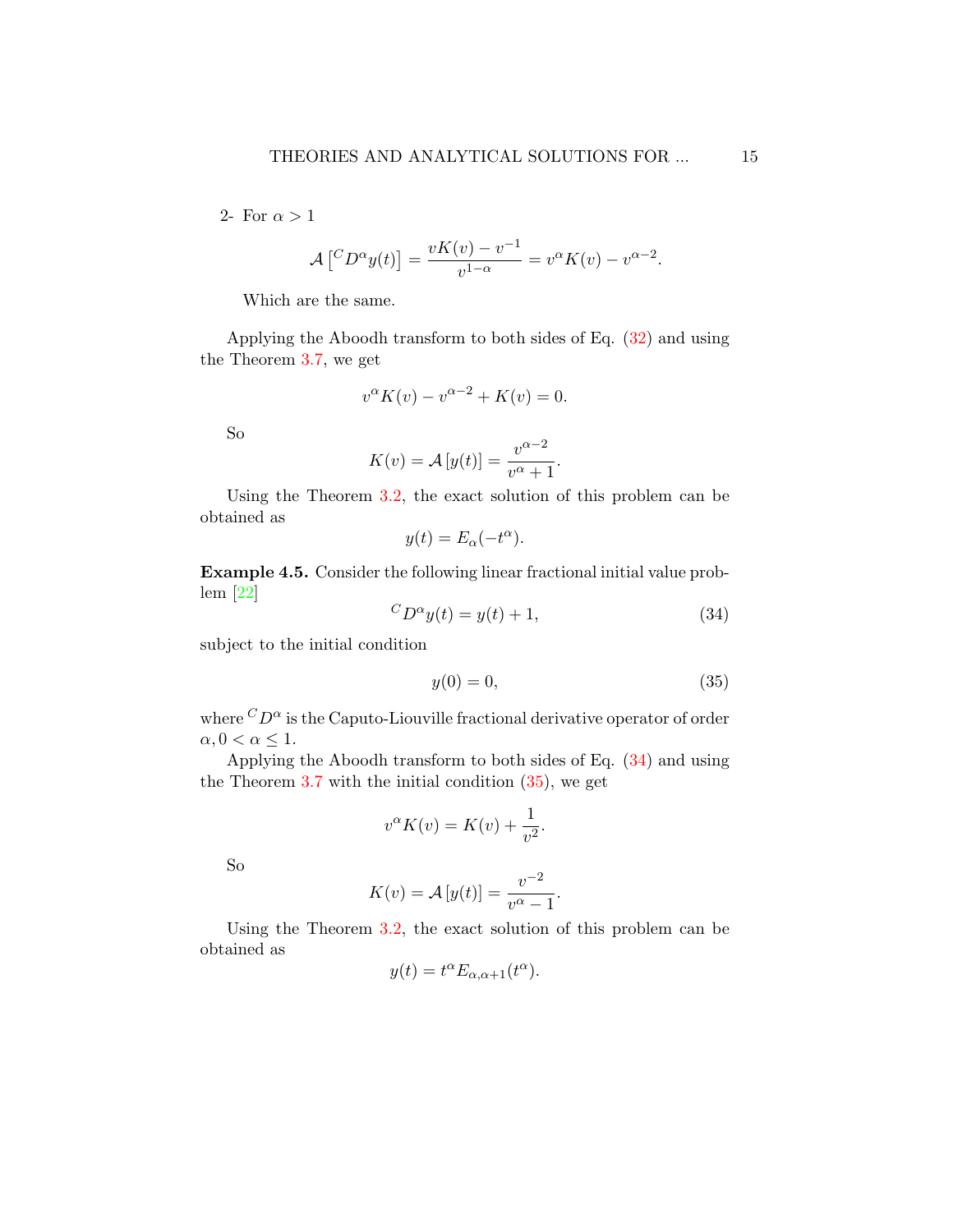2- For $\alpha > 1$

$$\mathcal{A}\left[{}^{C}D^{\alpha}y(t)\right] = \frac{vK(v) - v^{-1}}{v^{1-\alpha}} = v^{\alpha}K(v) - v^{\alpha-2}.$$

Which are the same.

Applying the Aboodh transform to both sides of Eq. (32) and using the Theorem 3.7, we get

$$v^{\alpha}K(v) - v^{\alpha-2} + K(v) = 0.$$

So

$$K(v) = \mathcal{A}\left[y(t)\right] = \frac{v^{\alpha-2}}{v^{\alpha}+1}.$$

Using the Theorem 3.2, the exact solution of this problem can be obtained as

$$y(t) = E_{\alpha}(-t^{\alpha}).$$

**Example 4.5.** Consider the following linear fractional initial value problem [22]

$${}^{C}D^{\alpha}y(t) = y(t) + 1, \tag{34}$$

subject to the initial condition

$$y(0) = 0, \tag{35}$$

where ${}^{C}D^{\alpha}$ is the Caputo-Liouville fractional derivative operator of order $\alpha, 0 < \alpha \leq 1$.

Applying the Aboodh transform to both sides of Eq. (34) and using the Theorem 3.7 with the initial condition (35), we get

$$v^{\alpha}K(v) = K(v) + \frac{1}{v^{2}}.$$

So

$$K(v) = \mathcal{A}\left[y(t)\right] = \frac{v^{-2}}{v^{\alpha}-1}.$$

Using the Theorem 3.2, the exact solution of this problem can be obtained as

$$y(t) = t^{\alpha}E_{\alpha,\alpha+1}(t^{\alpha}).$$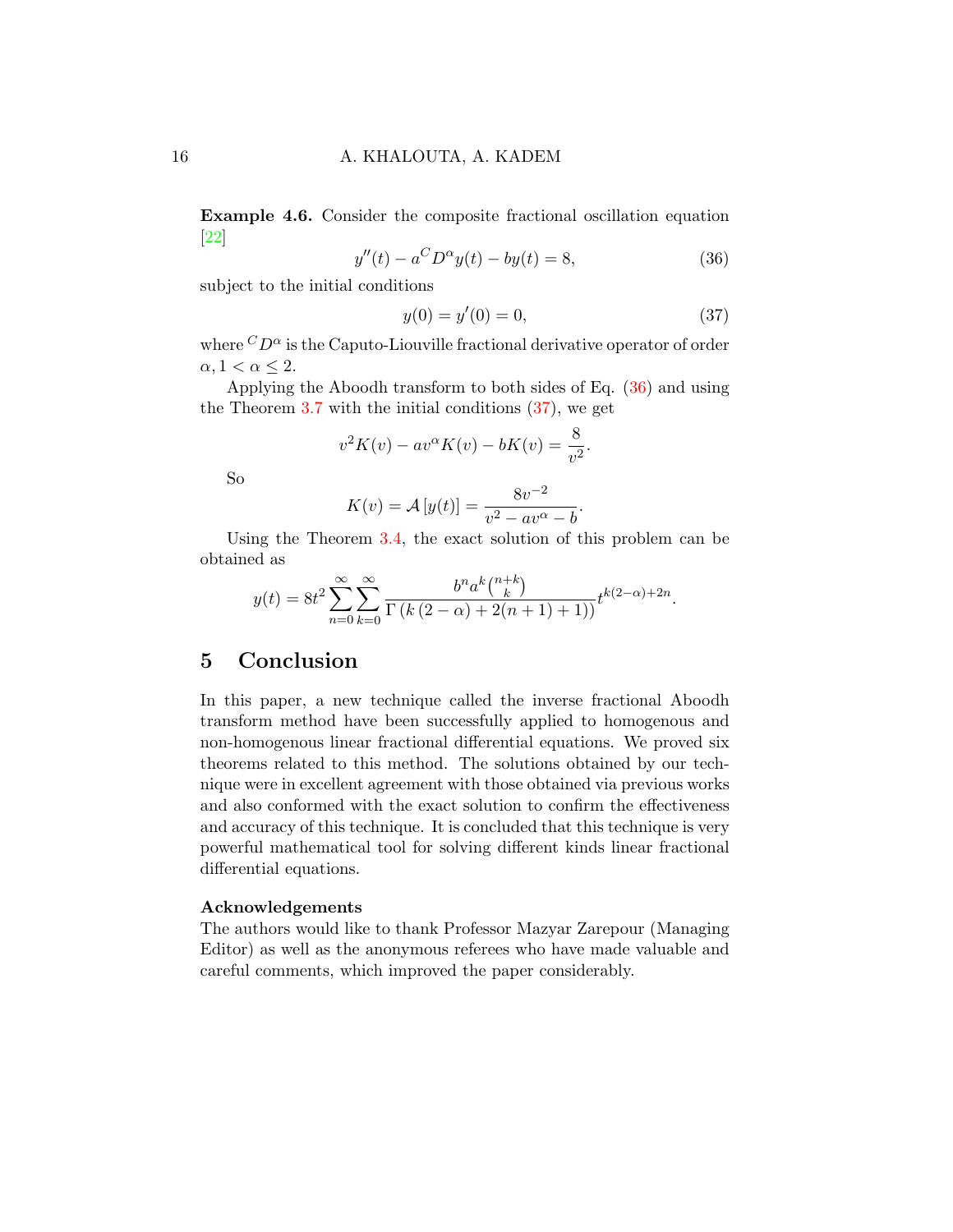**Example 4.6.** Consider the composite fractional oscillation equation [22]

$$y''(t) - a\,{}^{C}D^{\alpha}y(t) - by(t) = 8, \tag{36}$$

subject to the initial conditions

$$y(0) = y'(0) = 0, \tag{37}$$

where ${}^{C}D^{\alpha}$ is the Caputo-Liouville fractional derivative operator of order $\alpha, 1 < \alpha \leq 2$.

Applying the Aboodh transform to both sides of Eq. (36) and using the Theorem 3.7 with the initial conditions (37), we get

$$v^2 K(v) - av^{\alpha} K(v) - bK(v) = \frac{8}{v^2}.$$

So

$$K(v) = \mathcal{A}\left[y(t)\right] = \frac{8v^{-2}}{v^2 - av^{\alpha} - b}.$$

Using the Theorem 3.4, the exact solution of this problem can be obtained as

$$y(t) = 8t^2 \sum_{n=0}^{\infty} \sum_{k=0}^{\infty} \frac{b^n a^k \binom{n+k}{k}}{\Gamma\left(k\left(2-\alpha\right) + 2(n+1) + 1\right)} t^{k(2-\alpha)+2n}.$$

## 5 Conclusion

In this paper, a new technique called the inverse fractional Aboodh transform method have been successfully applied to homogenous and non-homogenous linear fractional differential equations. We proved six theorems related to this method. The solutions obtained by our technique were in excellent agreement with those obtained via previous works and also conformed with the exact solution to confirm the effectiveness and accuracy of this technique. It is concluded that this technique is very powerful mathematical tool for solving different kinds linear fractional differential equations.

**Acknowledgements**

The authors would like to thank Professor Mazyar Zarepour (Managing Editor) as well as the anonymous referees who have made valuable and careful comments, which improved the paper considerably.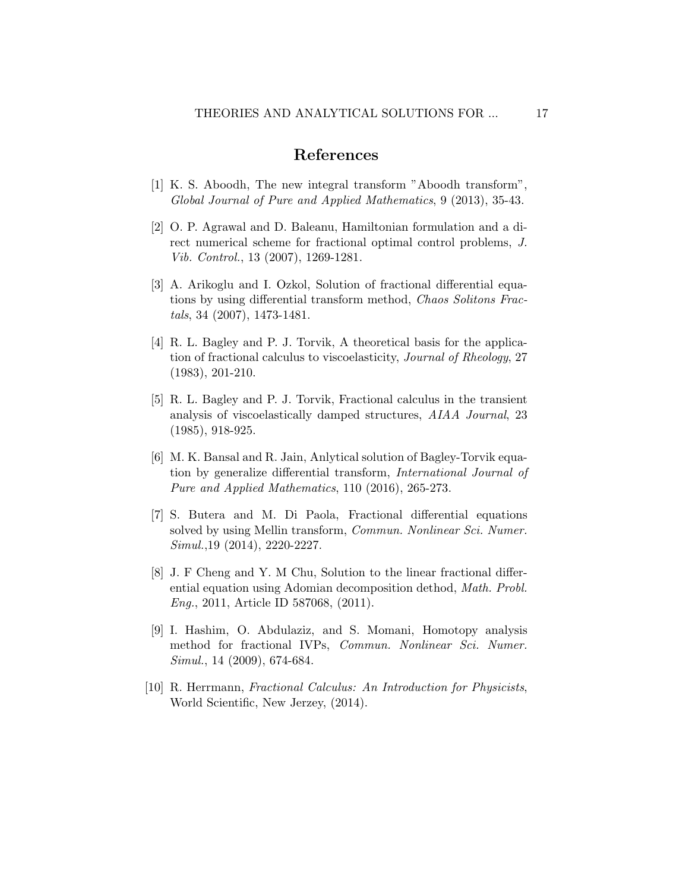## References

[1] K. S. Aboodh, The new integral transform "Aboodh transform", *Global Journal of Pure and Applied Mathematics*, 9 (2013), 35-43.

[2] O. P. Agrawal and D. Baleanu, Hamiltonian formulation and a direct numerical scheme for fractional optimal control problems, *J. Vib. Control.*, 13 (2007), 1269-1281.

[3] A. Arikoglu and I. Ozkol, Solution of fractional differential equations by using differential transform method, *Chaos Solitons Fractals*, 34 (2007), 1473-1481.

[4] R. L. Bagley and P. J. Torvik, A theoretical basis for the application of fractional calculus to viscoelasticity, *Journal of Rheology*, 27 (1983), 201-210.

[5] R. L. Bagley and P. J. Torvik, Fractional calculus in the transient analysis of viscoelastically damped structures, *AIAA Journal*, 23 (1985), 918-925.

[6] M. K. Bansal and R. Jain, Anlytical solution of Bagley-Torvik equation by generalize differential transform, *International Journal of Pure and Applied Mathematics*, 110 (2016), 265-273.

[7] S. Butera and M. Di Paola, Fractional differential equations solved by using Mellin transform, *Commun. Nonlinear Sci. Numer. Simul.*,19 (2014), 2220-2227.

[8] J. F Cheng and Y. M Chu, Solution to the linear fractional differential equation using Adomian decomposition dethod, *Math. Probl. Eng.*, 2011, Article ID 587068, (2011).

[9] I. Hashim, O. Abdulaziz, and S. Momani, Homotopy analysis method for fractional IVPs, *Commun. Nonlinear Sci. Numer. Simul.*, 14 (2009), 674-684.

[10] R. Herrmann, *Fractional Calculus: An Introduction for Physicists*, World Scientific, New Jerzey, (2014).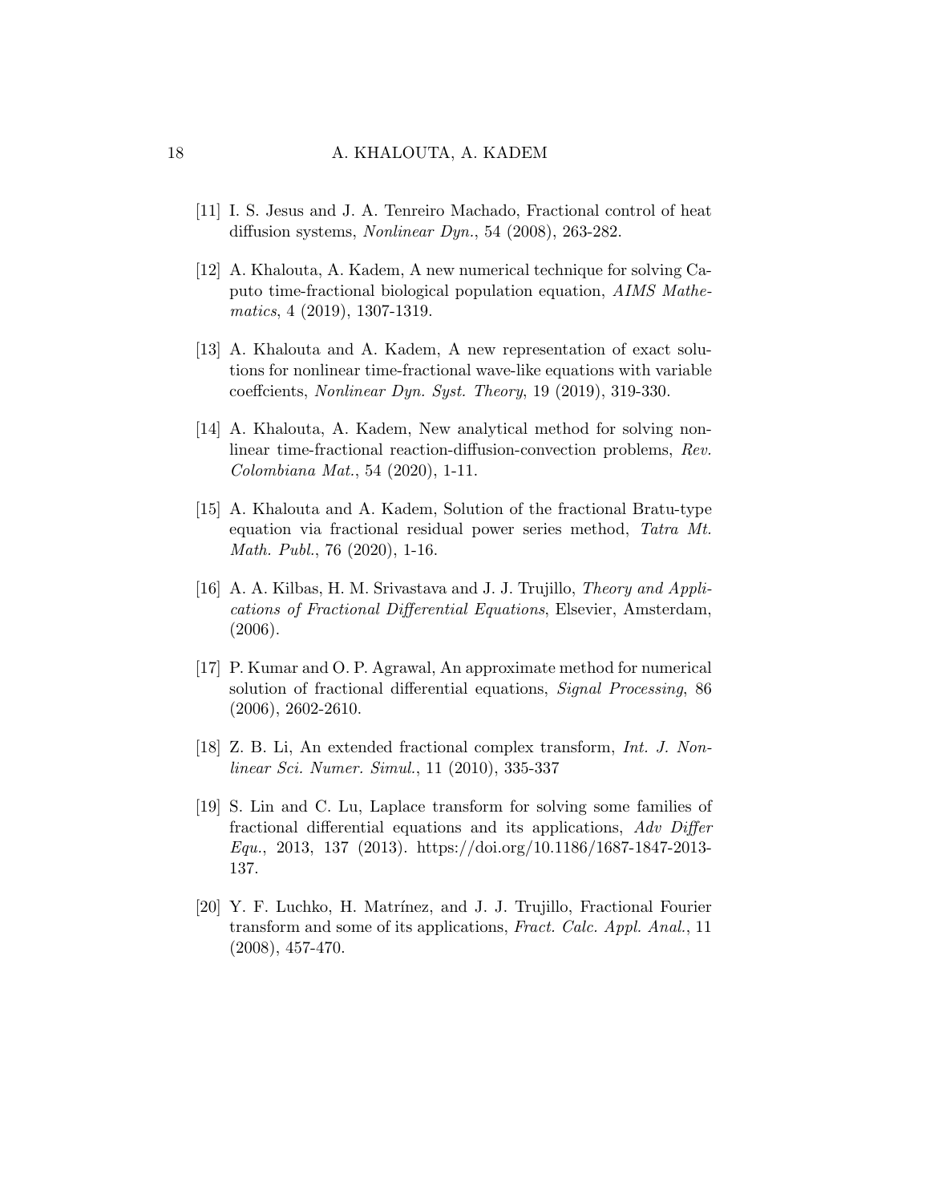[11] I. S. Jesus and J. A. Tenreiro Machado, Fractional control of heat diffusion systems, *Nonlinear Dyn.*, 54 (2008), 263-282.

[12] A. Khalouta, A. Kadem, A new numerical technique for solving Caputo time-fractional biological population equation, *AIMS Mathematics*, 4 (2019), 1307-1319.

[13] A. Khalouta and A. Kadem, A new representation of exact solutions for nonlinear time-fractional wave-like equations with variable coeffcients, *Nonlinear Dyn. Syst. Theory*, 19 (2019), 319-330.

[14] A. Khalouta, A. Kadem, New analytical method for solving nonlinear time-fractional reaction-diffusion-convection problems, *Rev. Colombiana Mat.*, 54 (2020), 1-11.

[15] A. Khalouta and A. Kadem, Solution of the fractional Bratu-type equation via fractional residual power series method, *Tatra Mt. Math. Publ.*, 76 (2020), 1-16.

[16] A. A. Kilbas, H. M. Srivastava and J. J. Trujillo, *Theory and Applications of Fractional Differential Equations*, Elsevier, Amsterdam, (2006).

[17] P. Kumar and O. P. Agrawal, An approximate method for numerical solution of fractional differential equations, *Signal Processing*, 86 (2006), 2602-2610.

[18] Z. B. Li, An extended fractional complex transform, *Int. J. Nonlinear Sci. Numer. Simul.*, 11 (2010), 335-337

[19] S. Lin and C. Lu, Laplace transform for solving some families of fractional differential equations and its applications, *Adv Differ Equ.*, 2013, 137 (2013). https://doi.org/10.1186/1687-1847-2013-137.

[20] Y. F. Luchko, H. Matrínez, and J. J. Trujillo, Fractional Fourier transform and some of its applications, *Fract. Calc. Appl. Anal.*, 11 (2008), 457-470.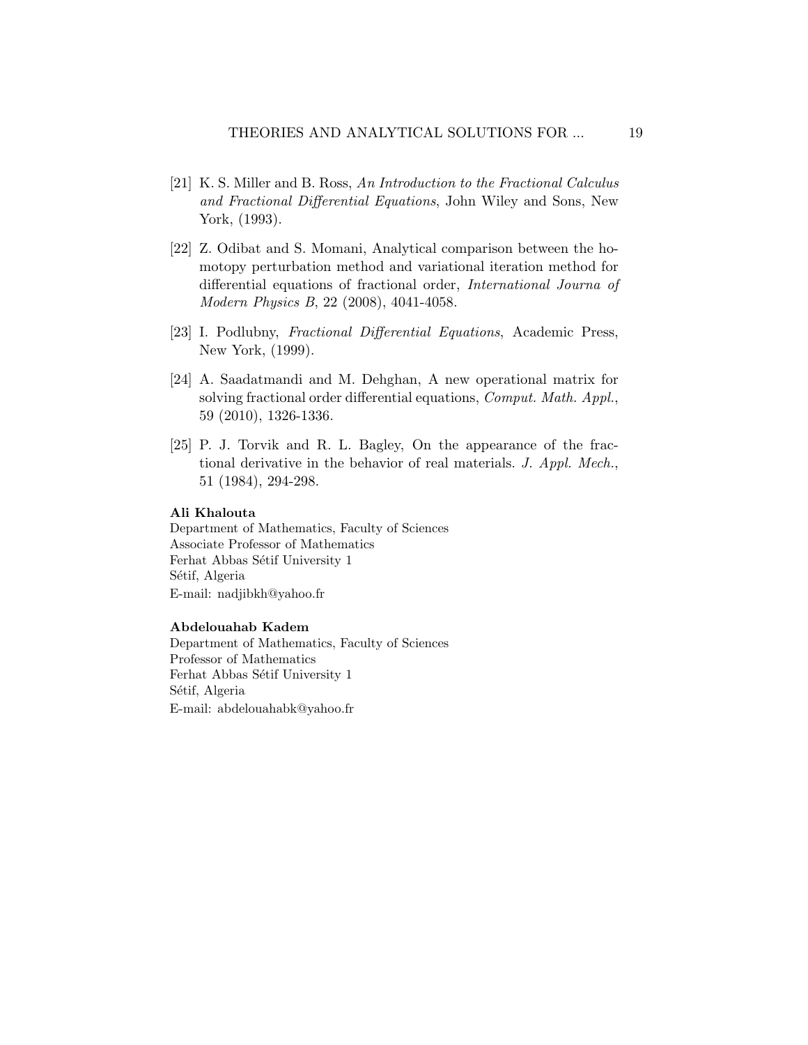[21] K. S. Miller and B. Ross, *An Introduction to the Fractional Calculus and Fractional Differential Equations*, John Wiley and Sons, New York, (1993).

[22] Z. Odibat and S. Momani, Analytical comparison between the homotopy perturbation method and variational iteration method for differential equations of fractional order, *International Journa of Modern Physics B*, 22 (2008), 4041-4058.

[23] I. Podlubny, *Fractional Differential Equations*, Academic Press, New York, (1999).

[24] A. Saadatmandi and M. Dehghan, A new operational matrix for solving fractional order differential equations, *Comput. Math. Appl.*, 59 (2010), 1326-1336.

[25] P. J. Torvik and R. L. Bagley, On the appearance of the fractional derivative in the behavior of real materials. *J. Appl. Mech.*, 51 (1984), 294-298.

**Ali Khalouta**
Department of Mathematics, Faculty of Sciences
Associate Professor of Mathematics
Ferhat Abbas Sétif University 1
Sétif, Algeria
E-mail: nadjibkh@yahoo.fr

**Abdelouahab Kadem**
Department of Mathematics, Faculty of Sciences
Professor of Mathematics
Ferhat Abbas Sétif University 1
Sétif, Algeria
E-mail: abdelouahabk@yahoo.fr